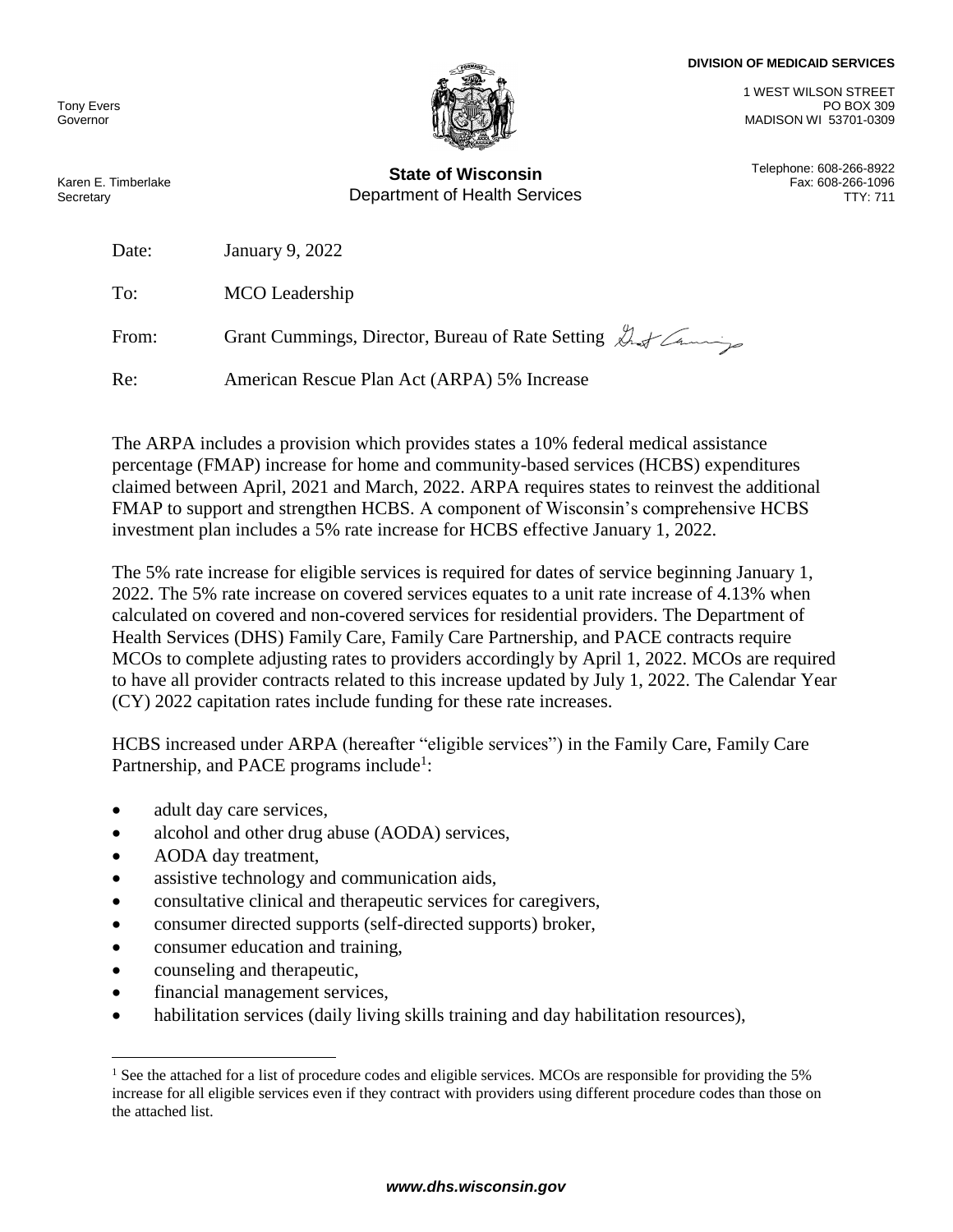Tony Evers
Governor

Karen E. Timberlake
Secretary

**State of Wisconsin**
Department of Health Services

**DIVISION OF MEDICAID SERVICES**

1 WEST WILSON STREET
PO BOX 309
MADISON WI 53701-0309

Telephone: 608-266-8922
Fax: 608-266-1096
TTY: 711

Date: January 9, 2022

To: MCO Leadership

From: Grant Cummings, Director, Bureau of Rate Setting

Re: American Rescue Plan Act (ARPA) 5% Increase

The ARPA includes a provision which provides states a 10% federal medical assistance percentage (FMAP) increase for home and community-based services (HCBS) expenditures claimed between April, 2021 and March, 2022. ARPA requires states to reinvest the additional FMAP to support and strengthen HCBS. A component of Wisconsin's comprehensive HCBS investment plan includes a 5% rate increase for HCBS effective January 1, 2022.

The 5% rate increase for eligible services is required for dates of service beginning January 1, 2022. The 5% rate increase on covered services equates to a unit rate increase of 4.13% when calculated on covered and non-covered services for residential providers. The Department of Health Services (DHS) Family Care, Family Care Partnership, and PACE contracts require MCOs to complete adjusting rates to providers accordingly by April 1, 2022. MCOs are required to have all provider contracts related to this increase updated by July 1, 2022. The Calendar Year (CY) 2022 capitation rates include funding for these rate increases.

HCBS increased under ARPA (hereafter "eligible services") in the Family Care, Family Care Partnership, and PACE programs include[1]:

- adult day care services,
- alcohol and other drug abuse (AODA) services,
- AODA day treatment,
- assistive technology and communication aids,
- consultative clinical and therapeutic services for caregivers,
- consumer directed supports (self-directed supports) broker,
- consumer education and training,
- counseling and therapeutic,
- financial management services,
- habilitation services (daily living skills training and day habilitation resources),

[1] See the attached for a list of procedure codes and eligible services. MCOs are responsible for providing the 5% increase for all eligible services even if they contract with providers using different procedure codes than those on the attached list.

***www.dhs.wisconsin.gov***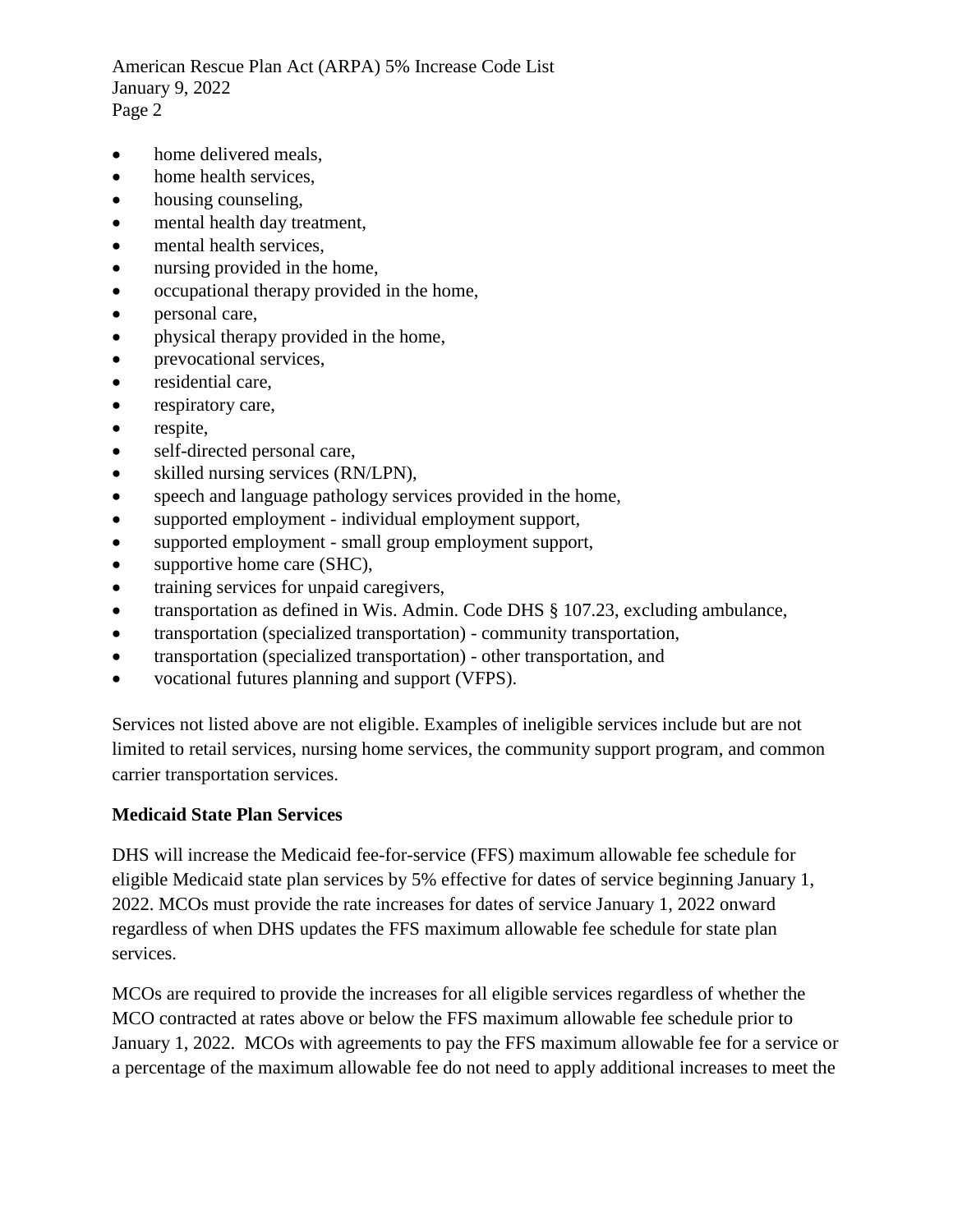- home delivered meals,
- home health services,
- housing counseling,
- mental health day treatment,
- mental health services,
- nursing provided in the home,
- occupational therapy provided in the home,
- personal care,
- physical therapy provided in the home,
- prevocational services,
- residential care,
- respiratory care,
- respite,
- self-directed personal care,
- skilled nursing services (RN/LPN),
- speech and language pathology services provided in the home,
- supported employment - individual employment support,
- supported employment - small group employment support,
- supportive home care (SHC),
- training services for unpaid caregivers,
- transportation as defined in Wis. Admin. Code DHS § 107.23, excluding ambulance,
- transportation (specialized transportation) - community transportation,
- transportation (specialized transportation) - other transportation, and
- vocational futures planning and support (VFPS).

Services not listed above are not eligible. Examples of ineligible services include but are not limited to retail services, nursing home services, the community support program, and common carrier transportation services.

**Medicaid State Plan Services**

DHS will increase the Medicaid fee-for-service (FFS) maximum allowable fee schedule for eligible Medicaid state plan services by 5% effective for dates of service beginning January 1, 2022. MCOs must provide the rate increases for dates of service January 1, 2022 onward regardless of when DHS updates the FFS maximum allowable fee schedule for state plan services.

MCOs are required to provide the increases for all eligible services regardless of whether the MCO contracted at rates above or below the FFS maximum allowable fee schedule prior to January 1, 2022. MCOs with agreements to pay the FFS maximum allowable fee for a service or a percentage of the maximum allowable fee do not need to apply additional increases to meet the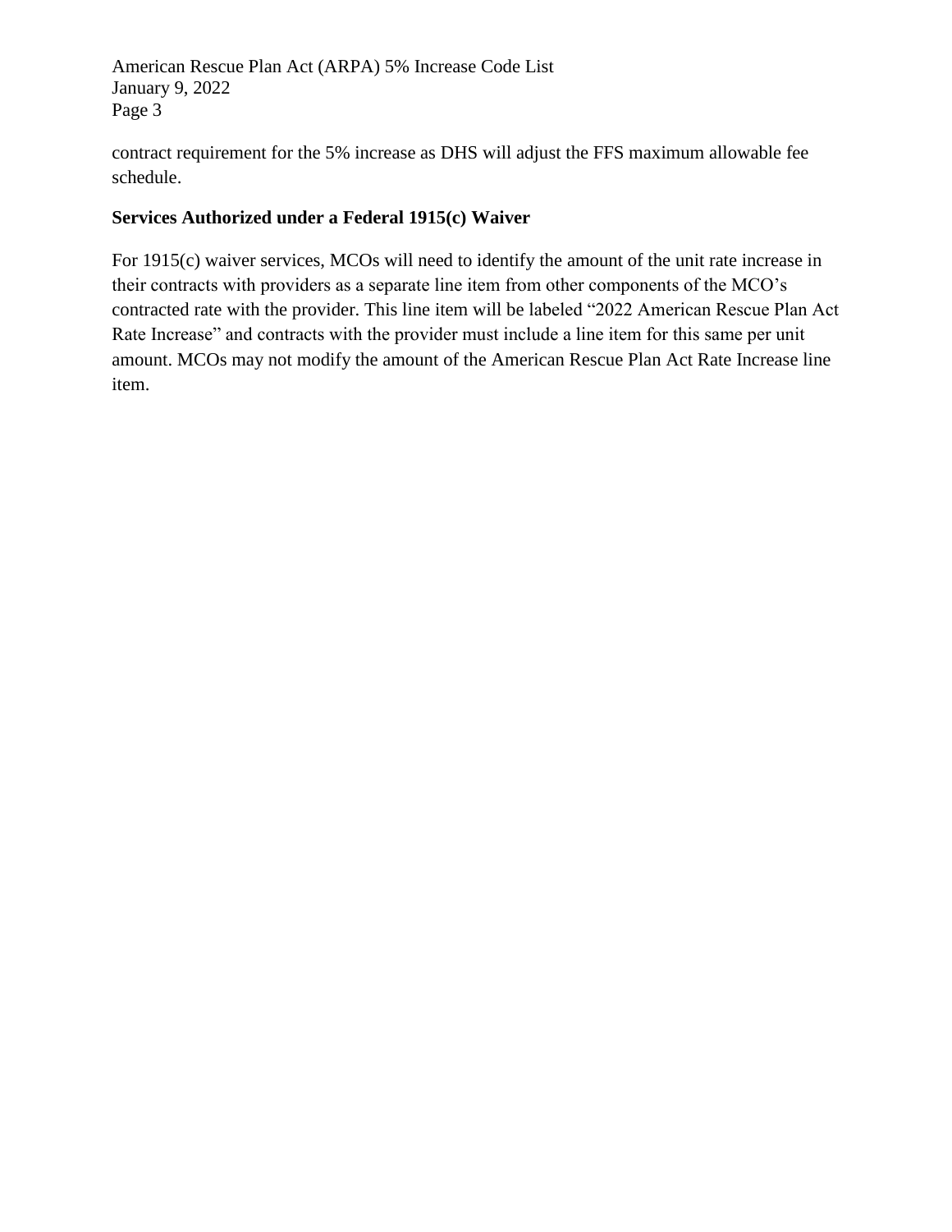contract requirement for the 5% increase as DHS will adjust the FFS maximum allowable fee schedule.

**Services Authorized under a Federal 1915(c) Waiver**

For 1915(c) waiver services, MCOs will need to identify the amount of the unit rate increase in their contracts with providers as a separate line item from other components of the MCO's contracted rate with the provider. This line item will be labeled "2022 American Rescue Plan Act Rate Increase" and contracts with the provider must include a line item for this same per unit amount. MCOs may not modify the amount of the American Rescue Plan Act Rate Increase line item.